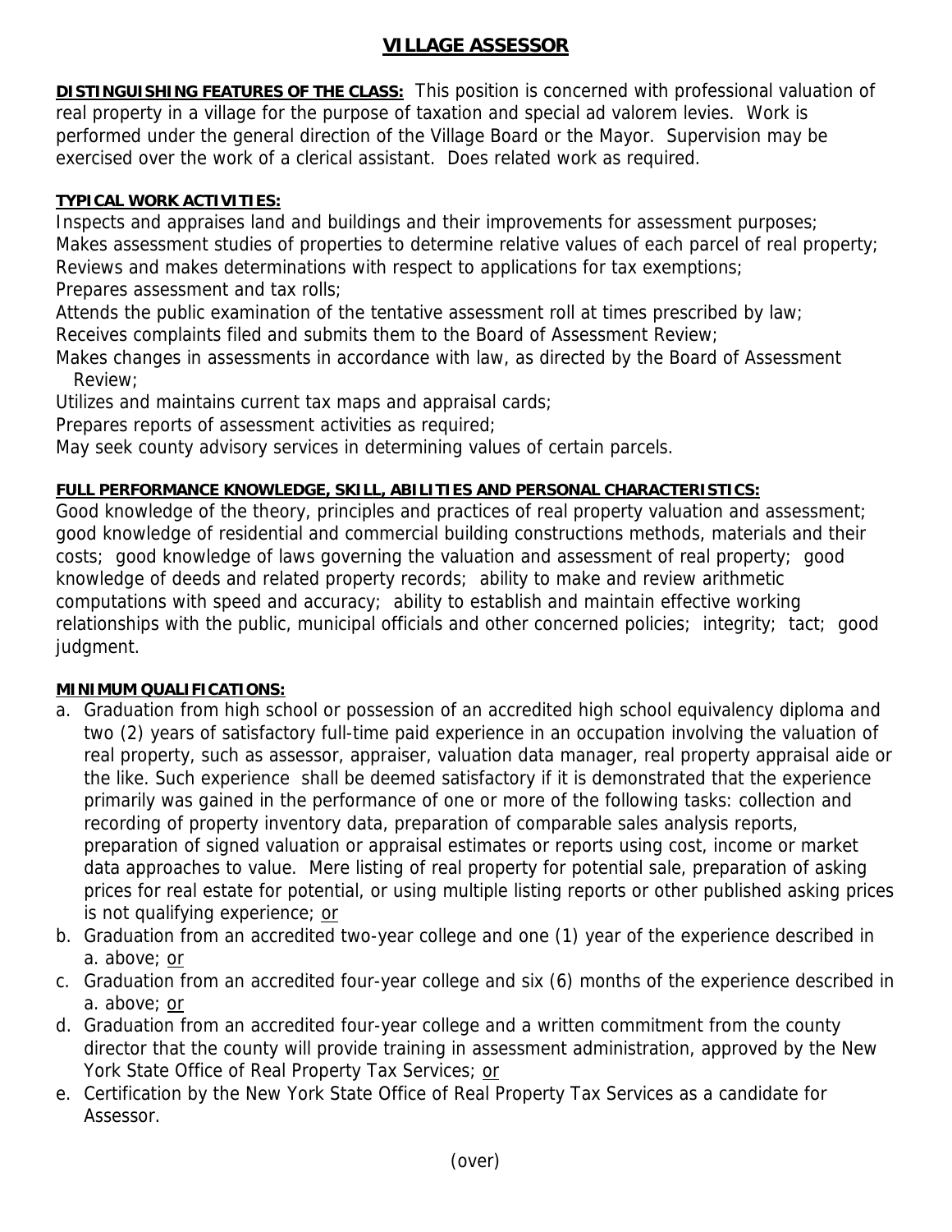# VILLAGE ASSESSOR

**DISTINGUISHING FEATURES OF THE CLASS:** This position is concerned with professional valuation of real property in a village for the purpose of taxation and special ad valorem levies. Work is performed under the general direction of the Village Board or the Mayor. Supervision may be exercised over the work of a clerical assistant. Does related work as required.

**TYPICAL WORK ACTIVITIES:**

Inspects and appraises land and buildings and their improvements for assessment purposes;
Makes assessment studies of properties to determine relative values of each parcel of real property;
Reviews and makes determinations with respect to applications for tax exemptions;
Prepares assessment and tax rolls;
Attends the public examination of the tentative assessment roll at times prescribed by law;
Receives complaints filed and submits them to the Board of Assessment Review;
Makes changes in assessments in accordance with law, as directed by the Board of Assessment Review;
Utilizes and maintains current tax maps and appraisal cards;
Prepares reports of assessment activities as required;
May seek county advisory services in determining values of certain parcels.

**FULL PERFORMANCE KNOWLEDGE, SKILL, ABILITIES AND PERSONAL CHARACTERISTICS:**

Good knowledge of the theory, principles and practices of real property valuation and assessment; good knowledge of residential and commercial building constructions methods, materials and their costs; good knowledge of laws governing the valuation and assessment of real property; good knowledge of deeds and related property records; ability to make and review arithmetic computations with speed and accuracy; ability to establish and maintain effective working relationships with the public, municipal officials and other concerned policies; integrity; tact; good judgment.

**MINIMUM QUALIFICATIONS:**

a. Graduation from high school or possession of an accredited high school equivalency diploma and two (2) years of satisfactory full-time paid experience in an occupation involving the valuation of real property, such as assessor, appraiser, valuation data manager, real property appraisal aide or the like. Such experience shall be deemed satisfactory if it is demonstrated that the experience primarily was gained in the performance of one or more of the following tasks: collection and recording of property inventory data, preparation of comparable sales analysis reports, preparation of signed valuation or appraisal estimates or reports using cost, income or market data approaches to value. Mere listing of real property for potential sale, preparation of asking prices for real estate for potential, or using multiple listing reports or other published asking prices is not qualifying experience; or
b. Graduation from an accredited two-year college and one (1) year of the experience described in a. above; or
c. Graduation from an accredited four-year college and six (6) months of the experience described in a. above; or
d. Graduation from an accredited four-year college and a written commitment from the county director that the county will provide training in assessment administration, approved by the New York State Office of Real Property Tax Services; or
e. Certification by the New York State Office of Real Property Tax Services as a candidate for Assessor.

(over)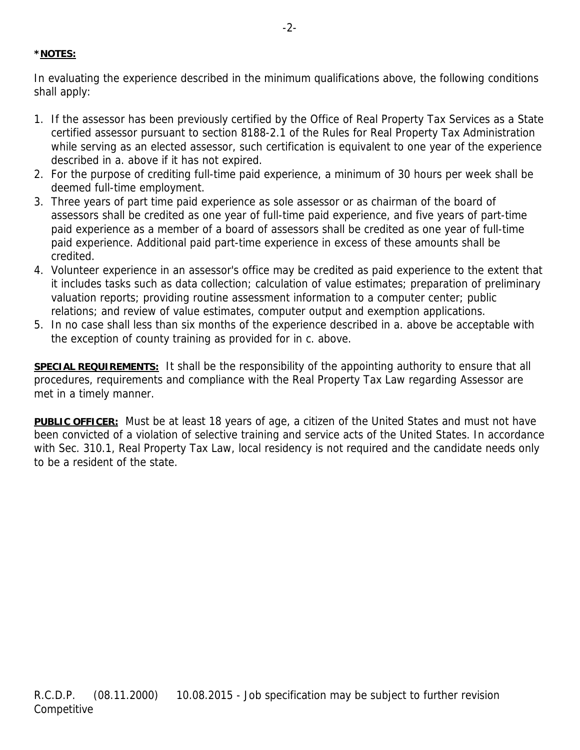***NOTES:**

In evaluating the experience described in the minimum qualifications above, the following conditions shall apply:

1. If the assessor has been previously certified by the Office of Real Property Tax Services as a State certified assessor pursuant to section 8188-2.1 of the Rules for Real Property Tax Administration while serving as an elected assessor, such certification is equivalent to one year of the experience described in a. above if it has not expired.
2. For the purpose of crediting full-time paid experience, a minimum of 30 hours per week shall be deemed full-time employment.
3. Three years of part time paid experience as sole assessor or as chairman of the board of assessors shall be credited as one year of full-time paid experience, and five years of part-time paid experience as a member of a board of assessors shall be credited as one year of full-time paid experience. Additional paid part-time experience in excess of these amounts shall be credited.
4. Volunteer experience in an assessor's office may be credited as paid experience to the extent that it includes tasks such as data collection; calculation of value estimates; preparation of preliminary valuation reports; providing routine assessment information to a computer center; public relations; and review of value estimates, computer output and exemption applications.
5. In no case shall less than six months of the experience described in a. above be acceptable with the exception of county training as provided for in c. above.

**SPECIAL REQUIREMENTS:** It shall be the responsibility of the appointing authority to ensure that all procedures, requirements and compliance with the Real Property Tax Law regarding Assessor are met in a timely manner.

**PUBLIC OFFICER:** Must be at least 18 years of age, a citizen of the United States and must not have been convicted of a violation of selective training and service acts of the United States. In accordance with Sec. 310.1, Real Property Tax Law, local residency is not required and the candidate needs only to be a resident of the state.

R.C.D.P. (08.11.2000) 10.08.2015 - Job specification may be subject to further revision
Competitive